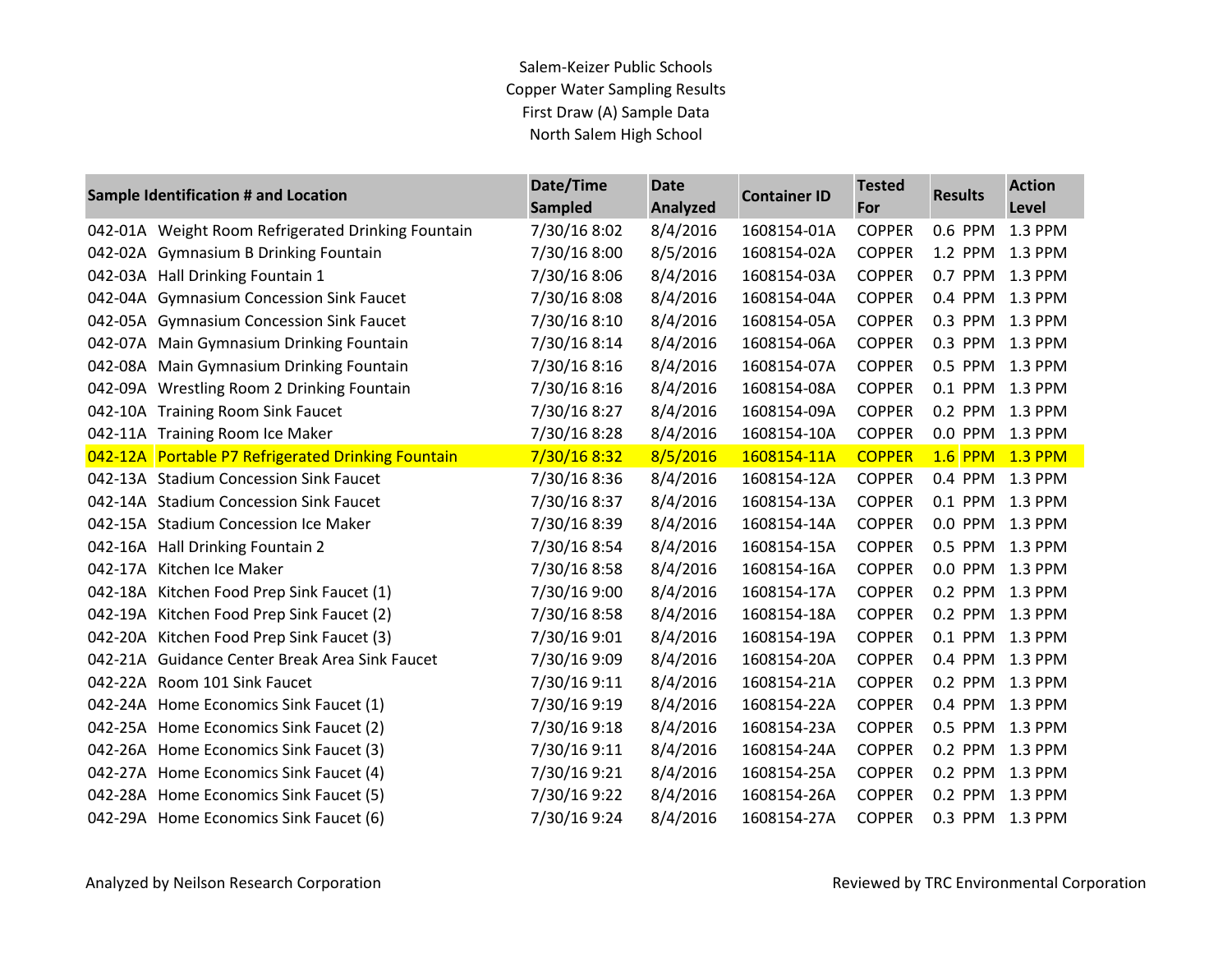# Salem-Keizer Public Schools
## Copper Water Sampling Results
### First Draw (A) Sample Data
### North Salem High School

| Sample Identification # and Location | | Date/Time Sampled | Date Analyzed | Container ID | Tested For | Results | Action Level |
|---|---|---|---|---|---|---|---|
| 042-01A | Weight Room Refrigerated Drinking Fountain | 7/30/16 8:02 | 8/4/2016 | 1608154-01A | COPPER | 0.6 PPM | 1.3 PPM |
| 042-02A | Gymnasium B Drinking Fountain | 7/30/16 8:00 | 8/5/2016 | 1608154-02A | COPPER | 1.2 PPM | 1.3 PPM |
| 042-03A | Hall Drinking Fountain 1 | 7/30/16 8:06 | 8/4/2016 | 1608154-03A | COPPER | 0.7 PPM | 1.3 PPM |
| 042-04A | Gymnasium Concession Sink Faucet | 7/30/16 8:08 | 8/4/2016 | 1608154-04A | COPPER | 0.4 PPM | 1.3 PPM |
| 042-05A | Gymnasium Concession Sink Faucet | 7/30/16 8:10 | 8/4/2016 | 1608154-05A | COPPER | 0.3 PPM | 1.3 PPM |
| 042-07A | Main Gymnasium Drinking Fountain | 7/30/16 8:14 | 8/4/2016 | 1608154-06A | COPPER | 0.3 PPM | 1.3 PPM |
| 042-08A | Main Gymnasium Drinking Fountain | 7/30/16 8:16 | 8/4/2016 | 1608154-07A | COPPER | 0.5 PPM | 1.3 PPM |
| 042-09A | Wrestling Room 2 Drinking Fountain | 7/30/16 8:16 | 8/4/2016 | 1608154-08A | COPPER | 0.1 PPM | 1.3 PPM |
| 042-10A | Training Room Sink Faucet | 7/30/16 8:27 | 8/4/2016 | 1608154-09A | COPPER | 0.2 PPM | 1.3 PPM |
| 042-11A | Training Room Ice Maker | 7/30/16 8:28 | 8/4/2016 | 1608154-10A | COPPER | 0.0 PPM | 1.3 PPM |
| 042-12A | Portable P7 Refrigerated Drinking Fountain | 7/30/16 8:32 | 8/5/2016 | 1608154-11A | COPPER | 1.6 PPM | 1.3 PPM |
| 042-13A | Stadium Concession Sink Faucet | 7/30/16 8:36 | 8/4/2016 | 1608154-12A | COPPER | 0.4 PPM | 1.3 PPM |
| 042-14A | Stadium Concession Sink Faucet | 7/30/16 8:37 | 8/4/2016 | 1608154-13A | COPPER | 0.1 PPM | 1.3 PPM |
| 042-15A | Stadium Concession Ice Maker | 7/30/16 8:39 | 8/4/2016 | 1608154-14A | COPPER | 0.0 PPM | 1.3 PPM |
| 042-16A | Hall Drinking Fountain 2 | 7/30/16 8:54 | 8/4/2016 | 1608154-15A | COPPER | 0.5 PPM | 1.3 PPM |
| 042-17A | Kitchen Ice Maker | 7/30/16 8:58 | 8/4/2016 | 1608154-16A | COPPER | 0.0 PPM | 1.3 PPM |
| 042-18A | Kitchen Food Prep Sink Faucet (1) | 7/30/16 9:00 | 8/4/2016 | 1608154-17A | COPPER | 0.2 PPM | 1.3 PPM |
| 042-19A | Kitchen Food Prep Sink Faucet (2) | 7/30/16 8:58 | 8/4/2016 | 1608154-18A | COPPER | 0.2 PPM | 1.3 PPM |
| 042-20A | Kitchen Food Prep Sink Faucet (3) | 7/30/16 9:01 | 8/4/2016 | 1608154-19A | COPPER | 0.1 PPM | 1.3 PPM |
| 042-21A | Guidance Center Break Area Sink Faucet | 7/30/16 9:09 | 8/4/2016 | 1608154-20A | COPPER | 0.4 PPM | 1.3 PPM |
| 042-22A | Room 101 Sink Faucet | 7/30/16 9:11 | 8/4/2016 | 1608154-21A | COPPER | 0.2 PPM | 1.3 PPM |
| 042-24A | Home Economics Sink Faucet (1) | 7/30/16 9:19 | 8/4/2016 | 1608154-22A | COPPER | 0.4 PPM | 1.3 PPM |
| 042-25A | Home Economics Sink Faucet (2) | 7/30/16 9:18 | 8/4/2016 | 1608154-23A | COPPER | 0.5 PPM | 1.3 PPM |
| 042-26A | Home Economics Sink Faucet (3) | 7/30/16 9:11 | 8/4/2016 | 1608154-24A | COPPER | 0.2 PPM | 1.3 PPM |
| 042-27A | Home Economics Sink Faucet (4) | 7/30/16 9:21 | 8/4/2016 | 1608154-25A | COPPER | 0.2 PPM | 1.3 PPM |
| 042-28A | Home Economics Sink Faucet (5) | 7/30/16 9:22 | 8/4/2016 | 1608154-26A | COPPER | 0.2 PPM | 1.3 PPM |
| 042-29A | Home Economics Sink Faucet (6) | 7/30/16 9:24 | 8/4/2016 | 1608154-27A | COPPER | 0.3 PPM | 1.3 PPM |

Analyzed by Neilson Research Corporation

Reviewed by TRC Environmental Corporation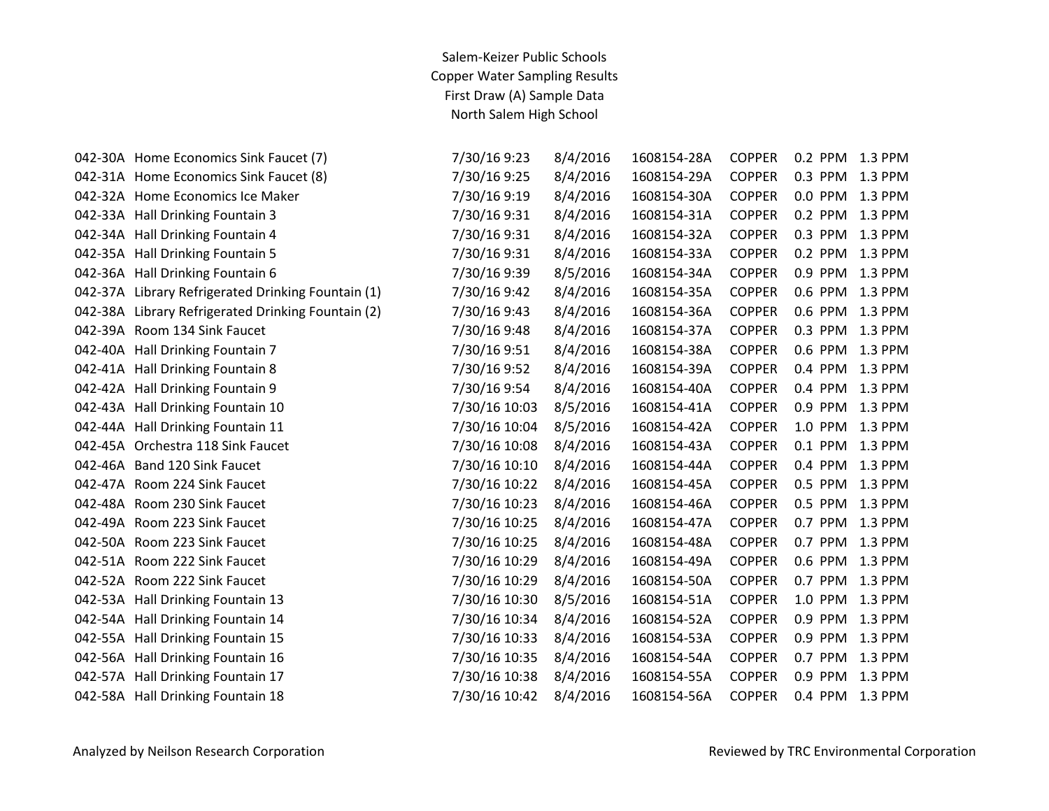Salem-Keizer Public Schools
Copper Water Sampling Results
First Draw (A) Sample Data
North Salem High School

| | | | | | | | |
|---|---|---|---|---|---|---|---|
| 042-30A | Home Economics Sink Faucet (7) | 7/30/16 9:23 | 8/4/2016 | 1608154-28A | COPPER | 0.2 PPM | 1.3 PPM |
| 042-31A | Home Economics Sink Faucet (8) | 7/30/16 9:25 | 8/4/2016 | 1608154-29A | COPPER | 0.3 PPM | 1.3 PPM |
| 042-32A | Home Economics Ice Maker | 7/30/16 9:19 | 8/4/2016 | 1608154-30A | COPPER | 0.0 PPM | 1.3 PPM |
| 042-33A | Hall Drinking Fountain 3 | 7/30/16 9:31 | 8/4/2016 | 1608154-31A | COPPER | 0.2 PPM | 1.3 PPM |
| 042-34A | Hall Drinking Fountain 4 | 7/30/16 9:31 | 8/4/2016 | 1608154-32A | COPPER | 0.3 PPM | 1.3 PPM |
| 042-35A | Hall Drinking Fountain 5 | 7/30/16 9:31 | 8/4/2016 | 1608154-33A | COPPER | 0.2 PPM | 1.3 PPM |
| 042-36A | Hall Drinking Fountain 6 | 7/30/16 9:39 | 8/5/2016 | 1608154-34A | COPPER | 0.9 PPM | 1.3 PPM |
| 042-37A | Library Refrigerated Drinking Fountain (1) | 7/30/16 9:42 | 8/4/2016 | 1608154-35A | COPPER | 0.6 PPM | 1.3 PPM |
| 042-38A | Library Refrigerated Drinking Fountain (2) | 7/30/16 9:43 | 8/4/2016 | 1608154-36A | COPPER | 0.6 PPM | 1.3 PPM |
| 042-39A | Room 134 Sink Faucet | 7/30/16 9:48 | 8/4/2016 | 1608154-37A | COPPER | 0.3 PPM | 1.3 PPM |
| 042-40A | Hall Drinking Fountain 7 | 7/30/16 9:51 | 8/4/2016 | 1608154-38A | COPPER | 0.6 PPM | 1.3 PPM |
| 042-41A | Hall Drinking Fountain 8 | 7/30/16 9:52 | 8/4/2016 | 1608154-39A | COPPER | 0.4 PPM | 1.3 PPM |
| 042-42A | Hall Drinking Fountain 9 | 7/30/16 9:54 | 8/4/2016 | 1608154-40A | COPPER | 0.4 PPM | 1.3 PPM |
| 042-43A | Hall Drinking Fountain 10 | 7/30/16 10:03 | 8/5/2016 | 1608154-41A | COPPER | 0.9 PPM | 1.3 PPM |
| 042-44A | Hall Drinking Fountain 11 | 7/30/16 10:04 | 8/5/2016 | 1608154-42A | COPPER | 1.0 PPM | 1.3 PPM |
| 042-45A | Orchestra 118 Sink Faucet | 7/30/16 10:08 | 8/4/2016 | 1608154-43A | COPPER | 0.1 PPM | 1.3 PPM |
| 042-46A | Band 120 Sink Faucet | 7/30/16 10:10 | 8/4/2016 | 1608154-44A | COPPER | 0.4 PPM | 1.3 PPM |
| 042-47A | Room 224 Sink Faucet | 7/30/16 10:22 | 8/4/2016 | 1608154-45A | COPPER | 0.5 PPM | 1.3 PPM |
| 042-48A | Room 230 Sink Faucet | 7/30/16 10:23 | 8/4/2016 | 1608154-46A | COPPER | 0.5 PPM | 1.3 PPM |
| 042-49A | Room 223 Sink Faucet | 7/30/16 10:25 | 8/4/2016 | 1608154-47A | COPPER | 0.7 PPM | 1.3 PPM |
| 042-50A | Room 223 Sink Faucet | 7/30/16 10:25 | 8/4/2016 | 1608154-48A | COPPER | 0.7 PPM | 1.3 PPM |
| 042-51A | Room 222 Sink Faucet | 7/30/16 10:29 | 8/4/2016 | 1608154-49A | COPPER | 0.6 PPM | 1.3 PPM |
| 042-52A | Room 222 Sink Faucet | 7/30/16 10:29 | 8/4/2016 | 1608154-50A | COPPER | 0.7 PPM | 1.3 PPM |
| 042-53A | Hall Drinking Fountain 13 | 7/30/16 10:30 | 8/5/2016 | 1608154-51A | COPPER | 1.0 PPM | 1.3 PPM |
| 042-54A | Hall Drinking Fountain 14 | 7/30/16 10:34 | 8/4/2016 | 1608154-52A | COPPER | 0.9 PPM | 1.3 PPM |
| 042-55A | Hall Drinking Fountain 15 | 7/30/16 10:33 | 8/4/2016 | 1608154-53A | COPPER | 0.9 PPM | 1.3 PPM |
| 042-56A | Hall Drinking Fountain 16 | 7/30/16 10:35 | 8/4/2016 | 1608154-54A | COPPER | 0.7 PPM | 1.3 PPM |
| 042-57A | Hall Drinking Fountain 17 | 7/30/16 10:38 | 8/4/2016 | 1608154-55A | COPPER | 0.9 PPM | 1.3 PPM |
| 042-58A | Hall Drinking Fountain 18 | 7/30/16 10:42 | 8/4/2016 | 1608154-56A | COPPER | 0.4 PPM | 1.3 PPM |

Analyzed by Neilson Research Corporation

Reviewed by TRC Environmental Corporation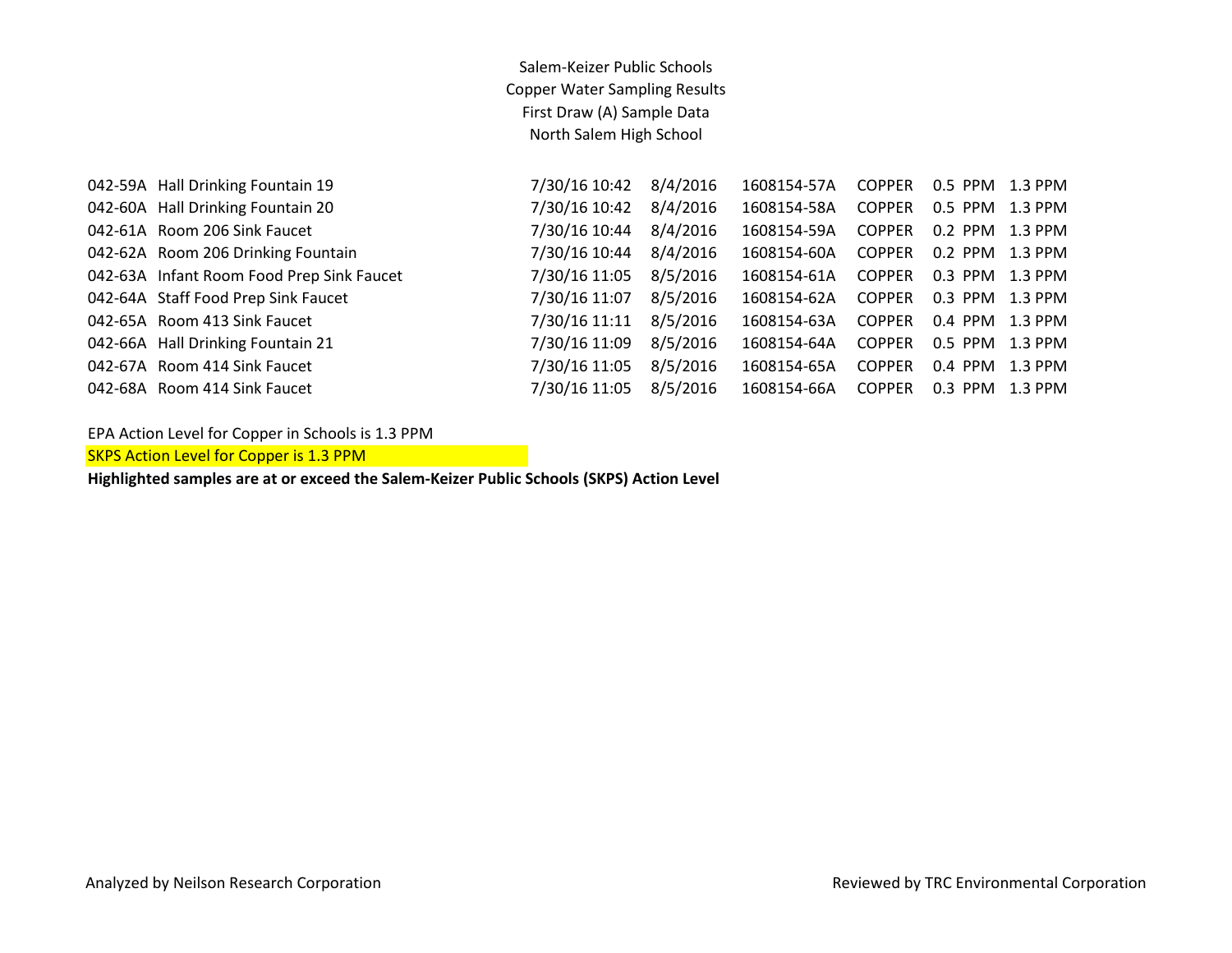Salem-Keizer Public Schools
Copper Water Sampling Results
First Draw (A) Sample Data
North Salem High School

| | | | | | | | |
|---|---|---|---|---|---|---|---|
| 042-59A | Hall Drinking Fountain 19 | 7/30/16 10:42 | 8/4/2016 | 1608154-57A | COPPER | 0.5 PPM | 1.3 PPM |
| 042-60A | Hall Drinking Fountain 20 | 7/30/16 10:42 | 8/4/2016 | 1608154-58A | COPPER | 0.5 PPM | 1.3 PPM |
| 042-61A | Room 206 Sink Faucet | 7/30/16 10:44 | 8/4/2016 | 1608154-59A | COPPER | 0.2 PPM | 1.3 PPM |
| 042-62A | Room 206 Drinking Fountain | 7/30/16 10:44 | 8/4/2016 | 1608154-60A | COPPER | 0.2 PPM | 1.3 PPM |
| 042-63A | Infant Room Food Prep Sink Faucet | 7/30/16 11:05 | 8/5/2016 | 1608154-61A | COPPER | 0.3 PPM | 1.3 PPM |
| 042-64A | Staff Food Prep Sink Faucet | 7/30/16 11:07 | 8/5/2016 | 1608154-62A | COPPER | 0.3 PPM | 1.3 PPM |
| 042-65A | Room 413 Sink Faucet | 7/30/16 11:11 | 8/5/2016 | 1608154-63A | COPPER | 0.4 PPM | 1.3 PPM |
| 042-66A | Hall Drinking Fountain 21 | 7/30/16 11:09 | 8/5/2016 | 1608154-64A | COPPER | 0.5 PPM | 1.3 PPM |
| 042-67A | Room 414 Sink Faucet | 7/30/16 11:05 | 8/5/2016 | 1608154-65A | COPPER | 0.4 PPM | 1.3 PPM |
| 042-68A | Room 414 Sink Faucet | 7/30/16 11:05 | 8/5/2016 | 1608154-66A | COPPER | 0.3 PPM | 1.3 PPM |

EPA Action Level for Copper in Schools is 1.3 PPM

SKPS Action Level for Copper is 1.3 PPM

**Highlighted samples are at or exceed the Salem-Keizer Public Schools (SKPS) Action Level**

Analyzed by Neilson Research Corporation

Reviewed by TRC Environmental Corporation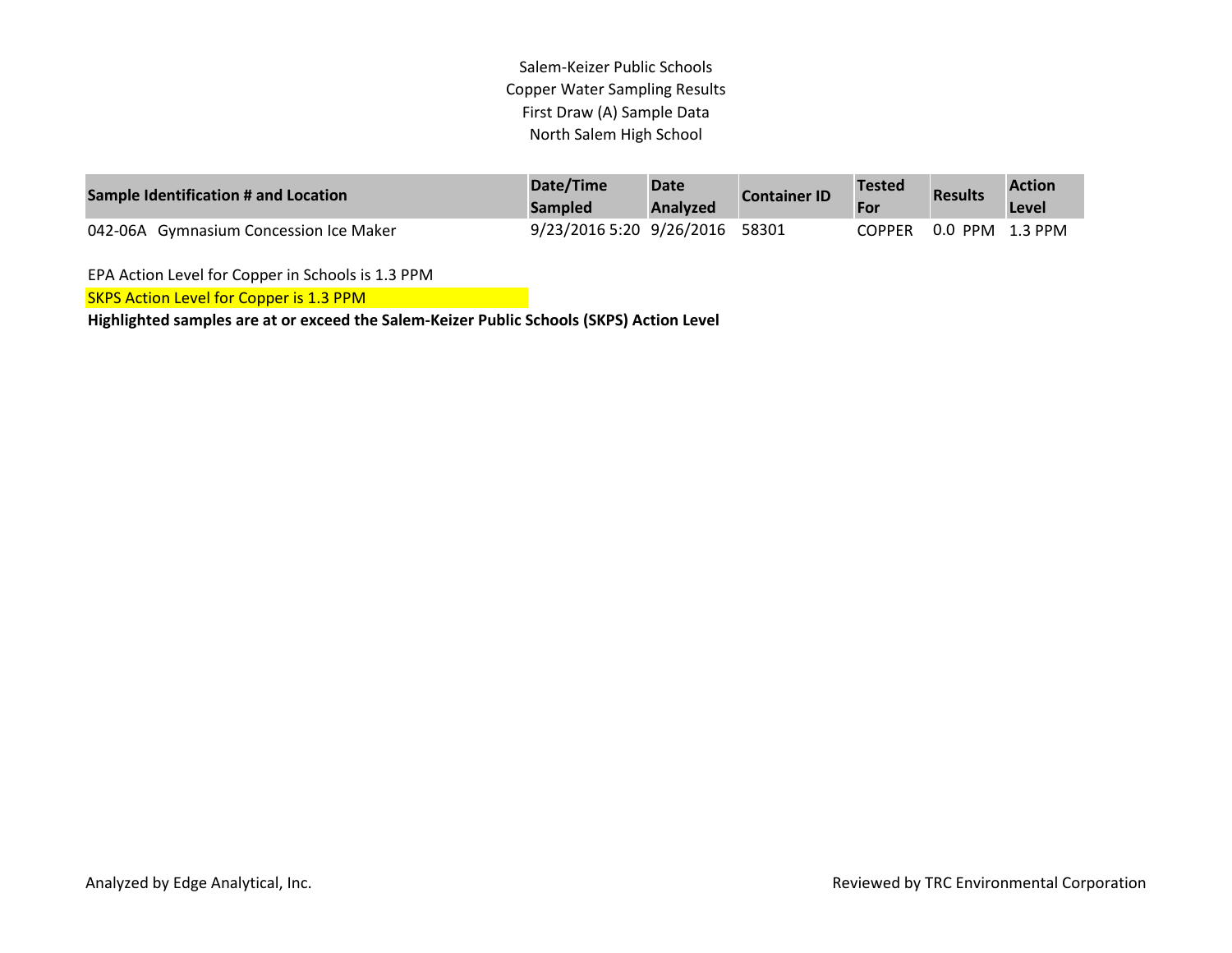# Salem-Keizer Public Schools
## Copper Water Sampling Results
### First Draw (A) Sample Data
### North Salem High School

| Sample Identification # and Location | Date/Time Sampled | Date Analyzed | Container ID | Tested For | Results | Action Level |
|---|---|---|---|---|---|---|
| 042-06A Gymnasium Concession Ice Maker | 9/23/2016 5:20 | 9/26/2016 | 58301 | COPPER | 0.0 PPM | 1.3 PPM |

EPA Action Level for Copper in Schools is 1.3 PPM

SKPS Action Level for Copper is 1.3 PPM

**Highlighted samples are at or exceed the Salem-Keizer Public Schools (SKPS) Action Level**

Analyzed by Edge Analytical, Inc.

Reviewed by TRC Environmental Corporation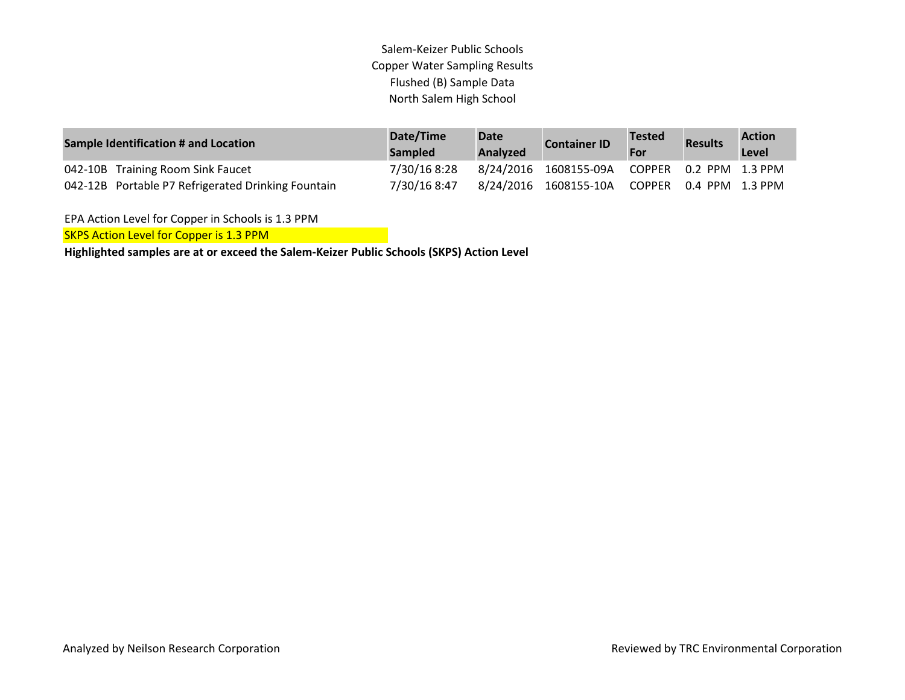Salem-Keizer Public Schools
Copper Water Sampling Results
Flushed (B) Sample Data
North Salem High School

| Sample Identification # and Location | Date/Time Sampled | Date Analyzed | Container ID | Tested For | Results | Action Level |
|---|---|---|---|---|---|---|
| 042-10B Training Room Sink Faucet | 7/30/16 8:28 | 8/24/2016 | 1608155-09A | COPPER | 0.2 PPM | 1.3 PPM |
| 042-12B Portable P7 Refrigerated Drinking Fountain | 7/30/16 8:47 | 8/24/2016 | 1608155-10A | COPPER | 0.4 PPM | 1.3 PPM |

EPA Action Level for Copper in Schools is 1.3 PPM

SKPS Action Level for Copper is 1.3 PPM

**Highlighted samples are at or exceed the Salem-Keizer Public Schools (SKPS) Action Level**

Analyzed by Neilson Research Corporation

Reviewed by TRC Environmental Corporation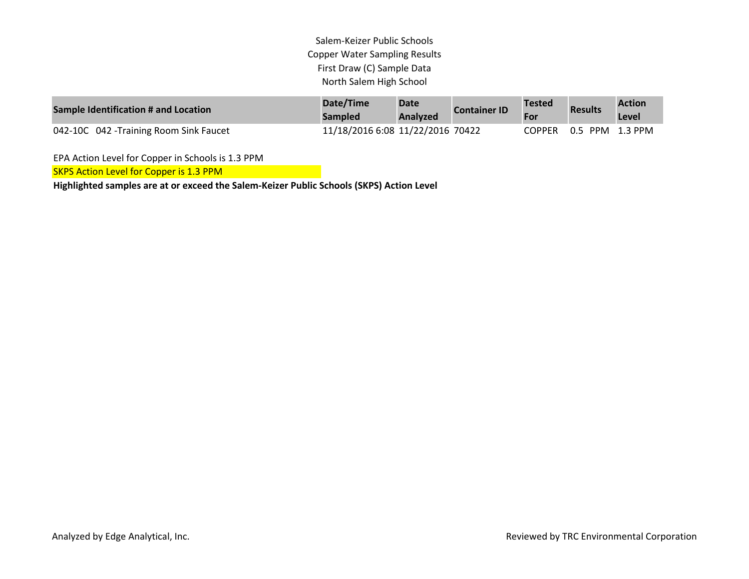Salem-Keizer Public Schools
Copper Water Sampling Results
First Draw (C) Sample Data
North Salem High School

| Sample Identification # and Location | Date/Time Sampled | Date Analyzed | Container ID | Tested For | Results | Action Level |
|---|---|---|---|---|---|---|
| 042-10C 042 -Training Room Sink Faucet | 11/18/2016 6:08 | 11/22/2016 | 70422 | COPPER | 0.5 PPM | 1.3 PPM |

EPA Action Level for Copper in Schools is 1.3 PPM

SKPS Action Level for Copper is 1.3 PPM

**Highlighted samples are at or exceed the Salem-Keizer Public Schools (SKPS) Action Level**

Analyzed by Edge Analytical, Inc.

Reviewed by TRC Environmental Corporation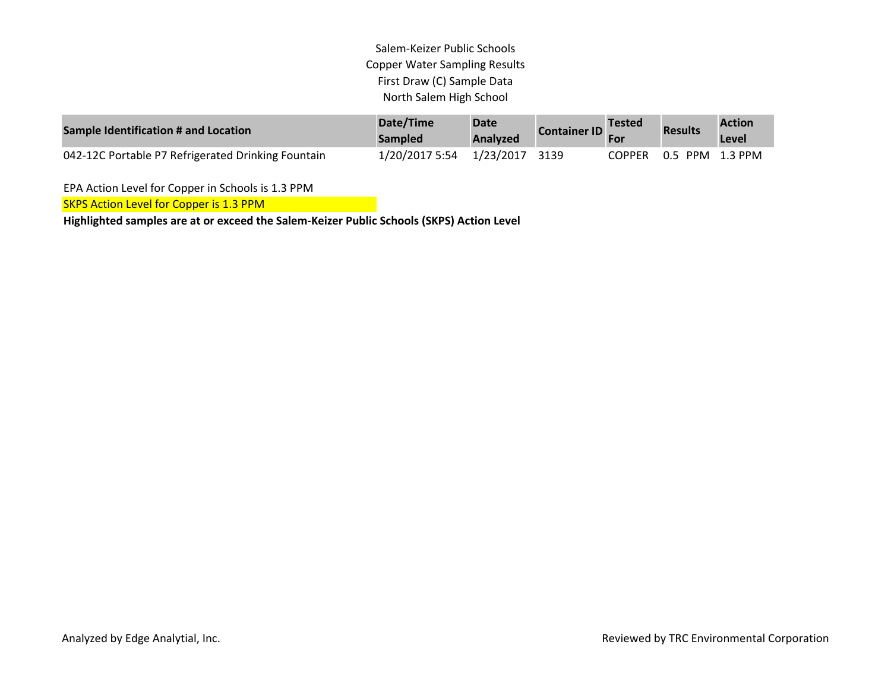Salem-Keizer Public Schools
Copper Water Sampling Results
First Draw (C) Sample Data
North Salem High School

| Sample Identification # and Location | Date/Time Sampled | Date Analyzed | Container ID | Tested For | Results | Action Level |
|---|---|---|---|---|---|---|
| 042-12C Portable P7 Refrigerated Drinking Fountain | 1/20/2017 5:54 | 1/23/2017 | 3139 | COPPER | 0.5 PPM | 1.3 PPM |

EPA Action Level for Copper in Schools is 1.3 PPM

SKPS Action Level for Copper is 1.3 PPM

**Highlighted samples are at or exceed the Salem-Keizer Public Schools (SKPS) Action Level**

Analyzed by Edge Analytial, Inc.

Reviewed by TRC Environmental Corporation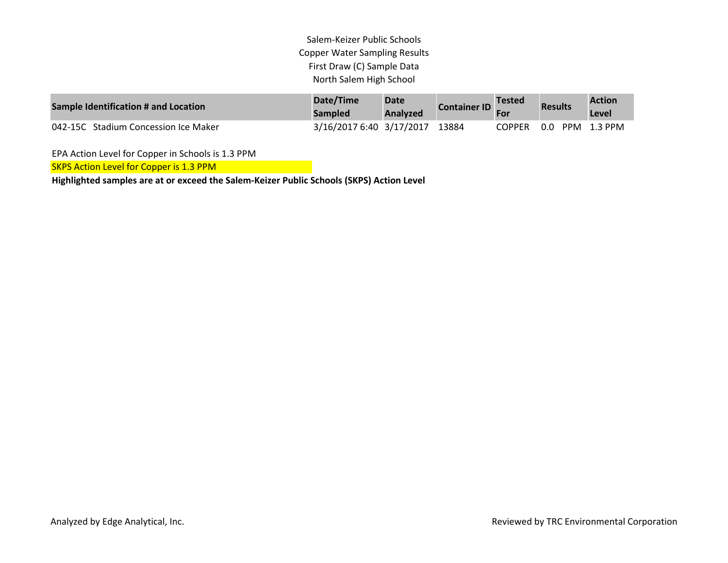Salem-Keizer Public Schools
Copper Water Sampling Results
First Draw (C) Sample Data
North Salem High School

| Sample Identification # and Location | Date/Time Sampled | Date Analyzed | Container ID | Tested For | Results | Action Level |
|---|---|---|---|---|---|---|
| 042-15C Stadium Concession Ice Maker | 3/16/2017 6:40 | 3/17/2017 | 13884 | COPPER | 0.0 PPM | 1.3 PPM |

EPA Action Level for Copper in Schools is 1.3 PPM

SKPS Action Level for Copper is 1.3 PPM

**Highlighted samples are at or exceed the Salem-Keizer Public Schools (SKPS) Action Level**

Analyzed by Edge Analytical, Inc.

Reviewed by TRC Environmental Corporation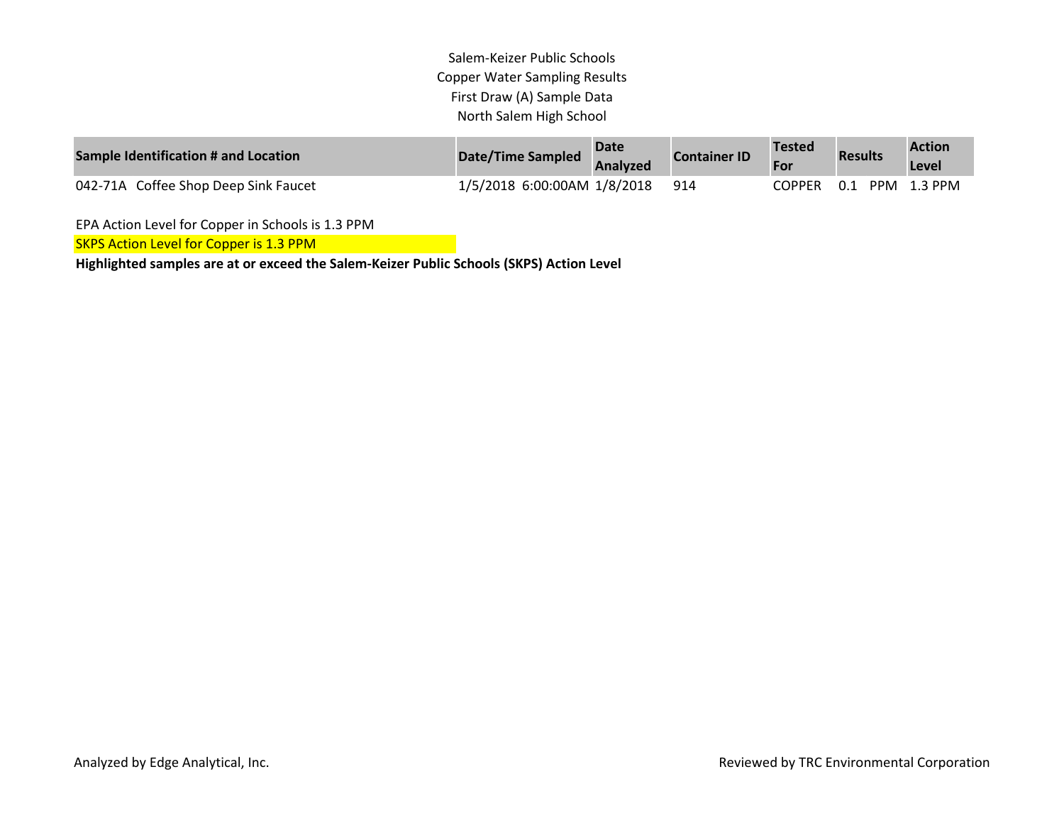Salem-Keizer Public Schools
Copper Water Sampling Results
First Draw (A) Sample Data
North Salem High School

| Sample Identification # and Location | Date/Time Sampled | Date Analyzed | Container ID | Tested For | Results | Action Level |
|---|---|---|---|---|---|---|
| 042-71A Coffee Shop Deep Sink Faucet | 1/5/2018 6:00:00AM | 1/8/2018 | 914 | COPPER | 0.1 PPM | 1.3 PPM |

EPA Action Level for Copper in Schools is 1.3 PPM

SKPS Action Level for Copper is 1.3 PPM

**Highlighted samples are at or exceed the Salem-Keizer Public Schools (SKPS) Action Level**

Analyzed by Edge Analytical, Inc.

Reviewed by TRC Environmental Corporation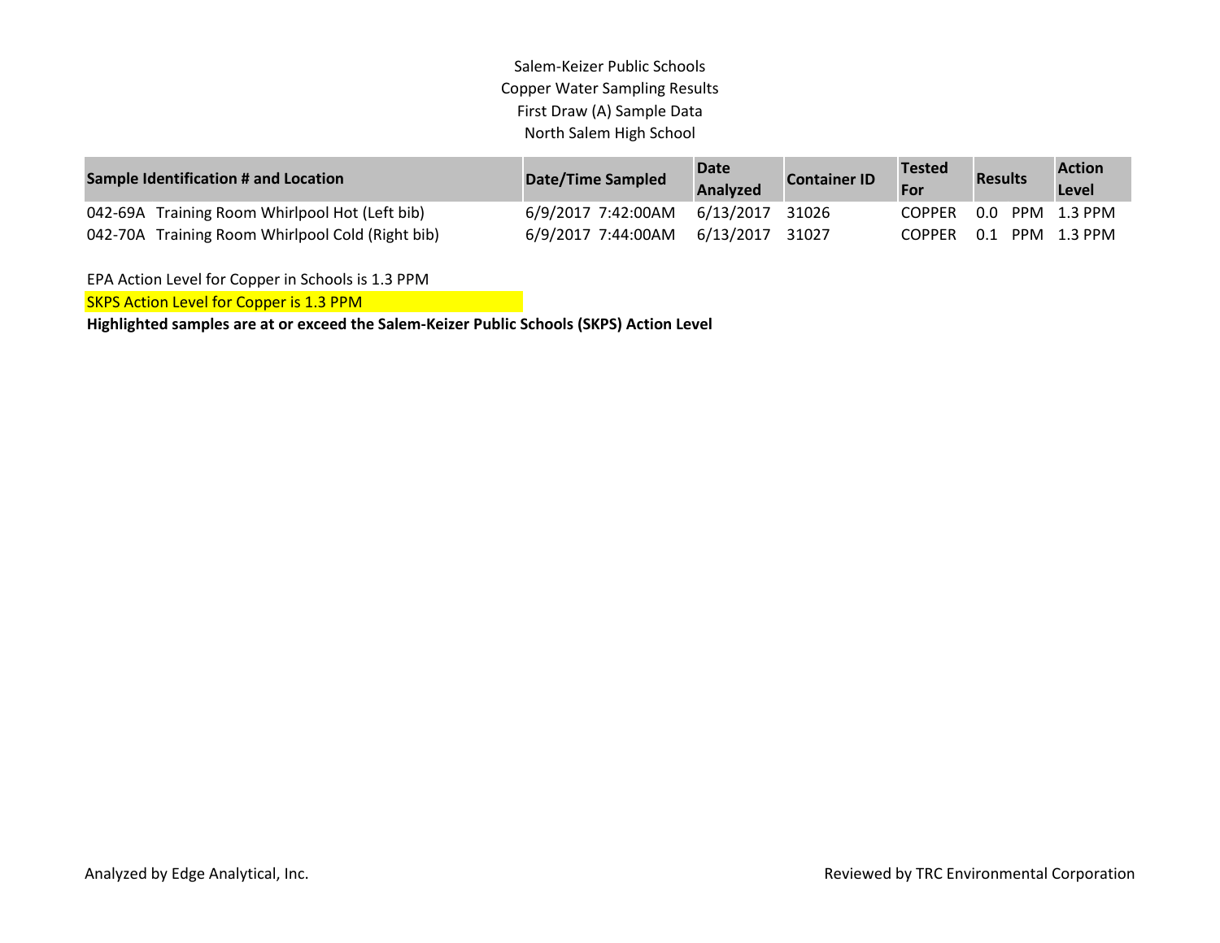Salem-Keizer Public Schools
Copper Water Sampling Results
First Draw (A) Sample Data
North Salem High School

| Sample Identification # and Location | Date/Time Sampled | Date Analyzed | Container ID | Tested For | Results | Action Level |
|---|---|---|---|---|---|---|
| 042-69A Training Room Whirlpool Hot (Left bib) | 6/9/2017 7:42:00AM | 6/13/2017 | 31026 | COPPER | 0.0 PPM | 1.3 PPM |
| 042-70A Training Room Whirlpool Cold (Right bib) | 6/9/2017 7:44:00AM | 6/13/2017 | 31027 | COPPER | 0.1 PPM | 1.3 PPM |

EPA Action Level for Copper in Schools is 1.3 PPM

SKPS Action Level for Copper is 1.3 PPM

**Highlighted samples are at or exceed the Salem-Keizer Public Schools (SKPS) Action Level**

Analyzed by Edge Analytical, Inc.

Reviewed by TRC Environmental Corporation